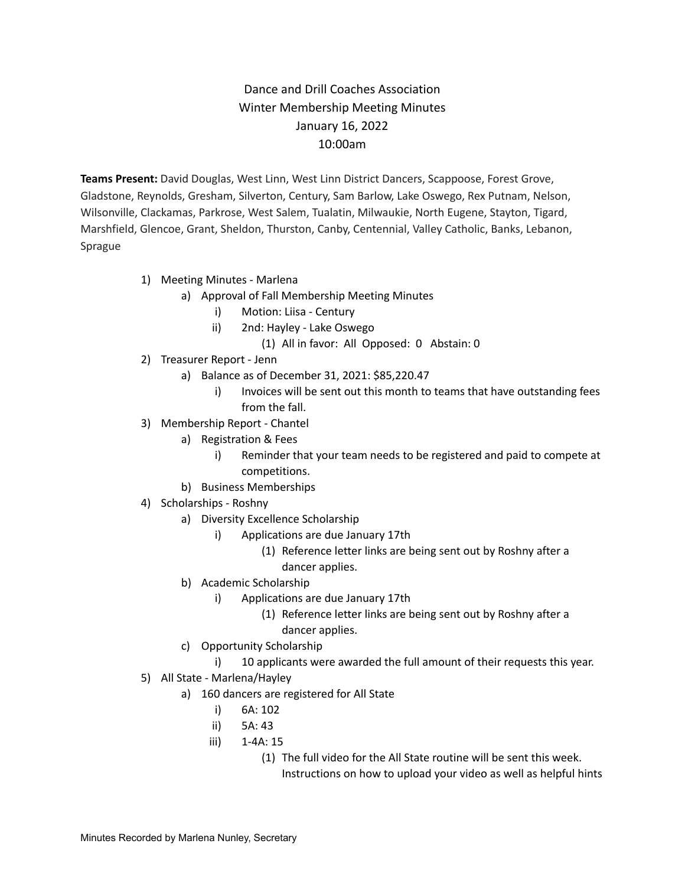# Dance and Drill Coaches Association
## Winter Membership Meeting Minutes
### January 16, 2022
### 10:00am

**Teams Present:** David Douglas, West Linn, West Linn District Dancers, Scappoose, Forest Grove, Gladstone, Reynolds, Gresham, Silverton, Century, Sam Barlow, Lake Oswego, Rex Putnam, Nelson, Wilsonville, Clackamas, Parkrose, West Salem, Tualatin, Milwaukie, North Eugene, Stayton, Tigard, Marshfield, Glencoe, Grant, Sheldon, Thurston, Canby, Centennial, Valley Catholic, Banks, Lebanon, Sprague

1) Meeting Minutes - Marlena
   a) Approval of Fall Membership Meeting Minutes
      i) Motion: Liisa - Century
      ii) 2nd: Hayley - Lake Oswego
         (1) All in favor: All Opposed: 0 Abstain: 0
2) Treasurer Report - Jenn
   a) Balance as of December 31, 2021: $85,220.47
      i) Invoices will be sent out this month to teams that have outstanding fees from the fall.
3) Membership Report - Chantel
   a) Registration & Fees
      i) Reminder that your team needs to be registered and paid to compete at competitions.
   b) Business Memberships
4) Scholarships - Roshny
   a) Diversity Excellence Scholarship
      i) Applications are due January 17th
         (1) Reference letter links are being sent out by Roshny after a dancer applies.
   b) Academic Scholarship
      i) Applications are due January 17th
         (1) Reference letter links are being sent out by Roshny after a dancer applies.
   c) Opportunity Scholarship
      i) 10 applicants were awarded the full amount of their requests this year.
5) All State - Marlena/Hayley
   a) 160 dancers are registered for All State
      i) 6A: 102
      ii) 5A: 43
      iii) 1-4A: 15
         (1) The full video for the All State routine will be sent this week. Instructions on how to upload your video as well as helpful hints

Minutes Recorded by Marlena Nunley, Secretary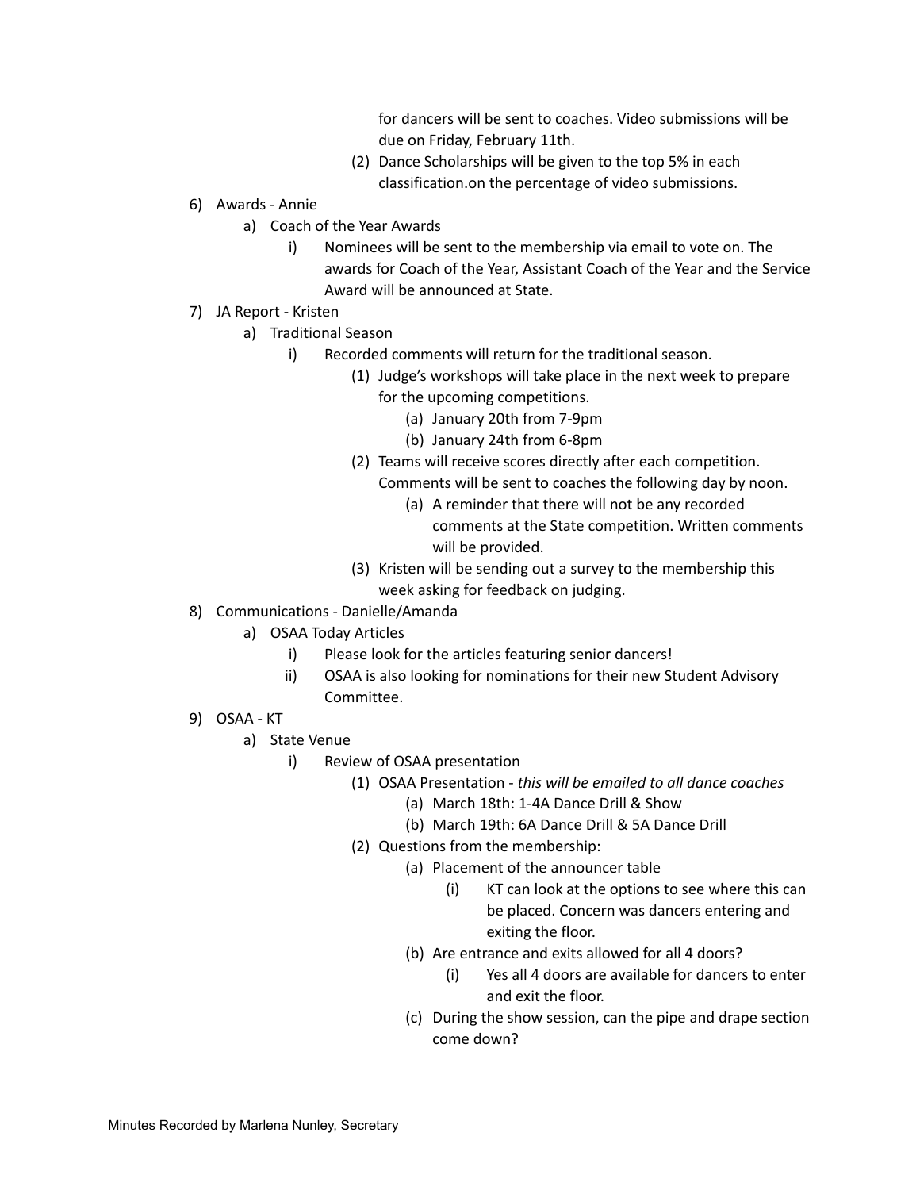for dancers will be sent to coaches. Video submissions will be due on Friday, February 11th.

(2) Dance Scholarships will be given to the top 5% in each classification.on the percentage of video submissions.

6) Awards - Annie
   a) Coach of the Year Awards
      i) Nominees will be sent to the membership via email to vote on. The awards for Coach of the Year, Assistant Coach of the Year and the Service Award will be announced at State.
7) JA Report - Kristen
   a) Traditional Season
      i) Recorded comments will return for the traditional season.
         (1) Judge's workshops will take place in the next week to prepare for the upcoming competitions.
            (a) January 20th from 7-9pm
            (b) January 24th from 6-8pm
         (2) Teams will receive scores directly after each competition. Comments will be sent to coaches the following day by noon.
            (a) A reminder that there will not be any recorded comments at the State competition. Written comments will be provided.
         (3) Kristen will be sending out a survey to the membership this week asking for feedback on judging.
8) Communications - Danielle/Amanda
   a) OSAA Today Articles
      i) Please look for the articles featuring senior dancers!
      ii) OSAA is also looking for nominations for their new Student Advisory Committee.
9) OSAA - KT
   a) State Venue
      i) Review of OSAA presentation
         (1) OSAA Presentation - *this will be emailed to all dance coaches*
            (a) March 18th: 1-4A Dance Drill & Show
            (b) March 19th: 6A Dance Drill & 5A Dance Drill
         (2) Questions from the membership:
            (a) Placement of the announcer table
               (i) KT can look at the options to see where this can be placed. Concern was dancers entering and exiting the floor.
            (b) Are entrance and exits allowed for all 4 doors?
               (i) Yes all 4 doors are available for dancers to enter and exit the floor.
            (c) During the show session, can the pipe and drape section come down?

Minutes Recorded by Marlena Nunley, Secretary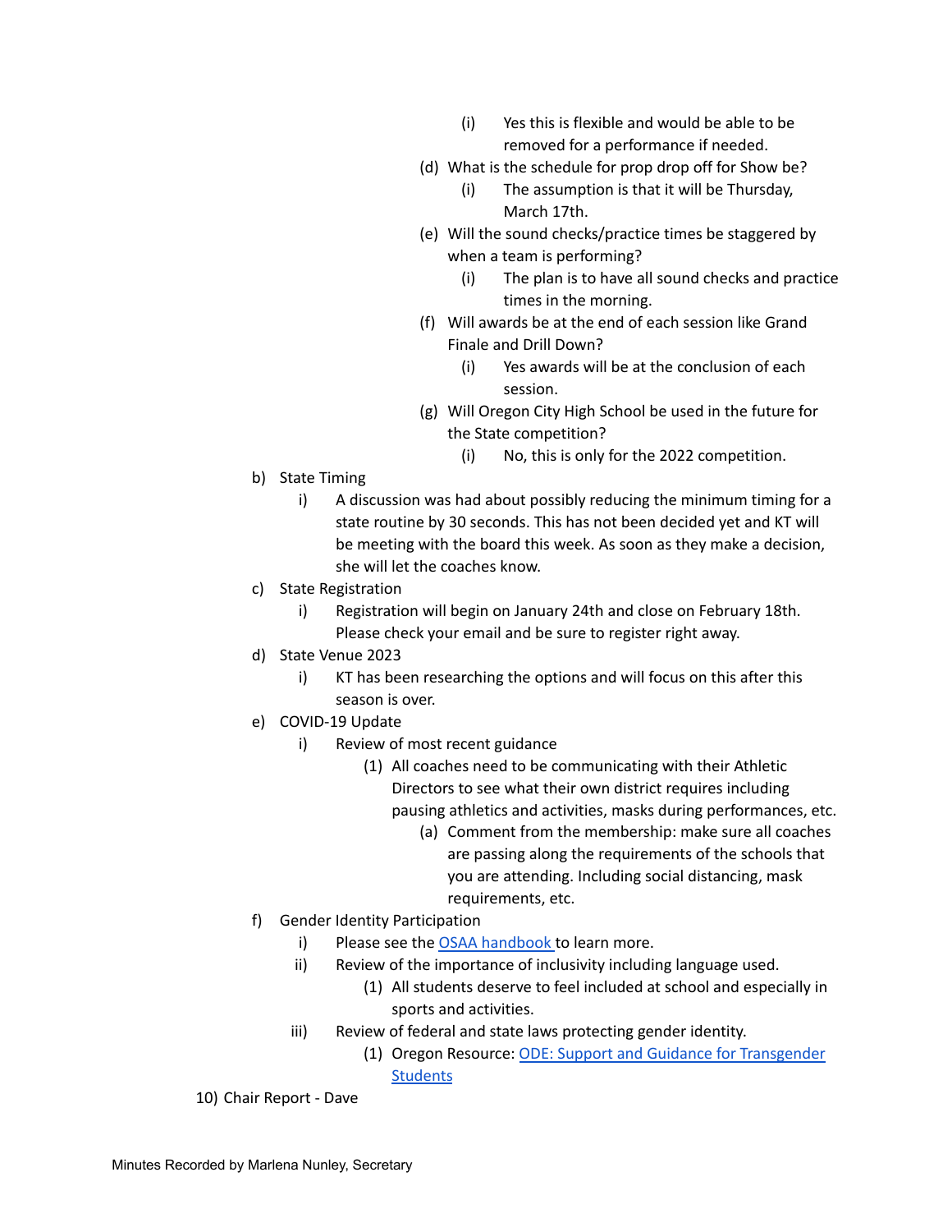(i) Yes this is flexible and would be able to be removed for a performance if needed.
        (d) What is the schedule for prop drop off for Show be?
            (i) The assumption is that it will be Thursday, March 17th.
        (e) Will the sound checks/practice times be staggered by when a team is performing?
            (i) The plan is to have all sound checks and practice times in the morning.
        (f) Will awards be at the end of each session like Grand Finale and Drill Down?
            (i) Yes awards will be at the conclusion of each session.
        (g) Will Oregon City High School be used in the future for the State competition?
            (i) No, this is only for the 2022 competition.

b) State Timing
    i) A discussion was had about possibly reducing the minimum timing for a state routine by 30 seconds. This has not been decided yet and KT will be meeting with the board this week. As soon as they make a decision, she will let the coaches know.

c) State Registration
    i) Registration will begin on January 24th and close on February 18th. Please check your email and be sure to register right away.

d) State Venue 2023
    i) KT has been researching the options and will focus on this after this season is over.

e) COVID-19 Update
    i) Review of most recent guidance
        (1) All coaches need to be communicating with their Athletic Directors to see what their own district requires including pausing athletics and activities, masks during performances, etc.
            (a) Comment from the membership: make sure all coaches are passing along the requirements of the schools that you are attending. Including social distancing, mask requirements, etc.

f) Gender Identity Participation
    i) Please see the OSAA handbook to learn more.
    ii) Review of the importance of inclusivity including language used.
        (1) All students deserve to feel included at school and especially in sports and activities.
    iii) Review of federal and state laws protecting gender identity.
        (1) Oregon Resource: ODE: Support and Guidance for Transgender Students

10) Chair Report - Dave

Minutes Recorded by Marlena Nunley, Secretary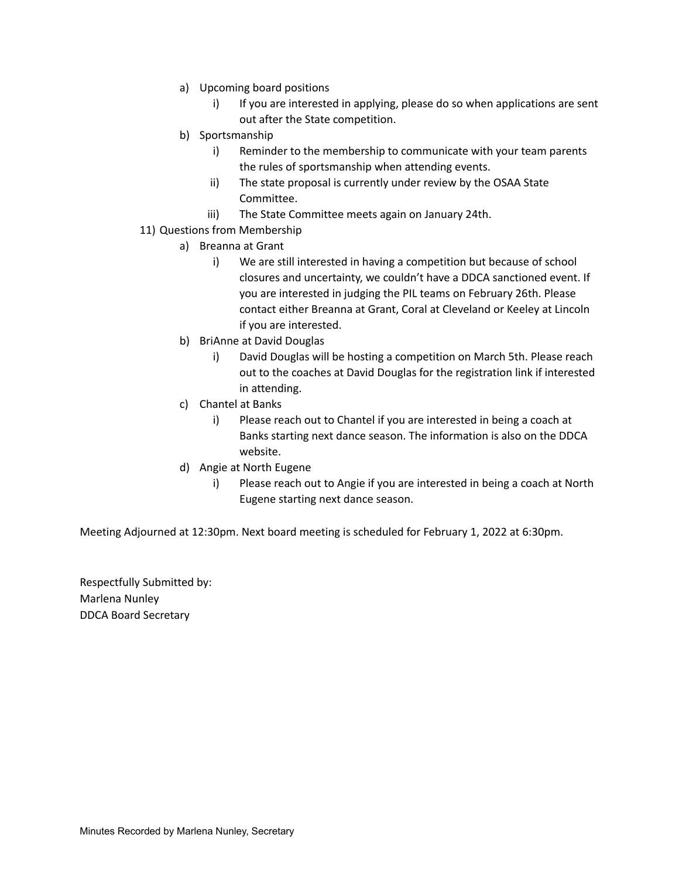a) Upcoming board positions
    i) If you are interested in applying, please do so when applications are sent out after the State competition.
b) Sportsmanship
    i) Reminder to the membership to communicate with your team parents the rules of sportsmanship when attending events.
    ii) The state proposal is currently under review by the OSAA State Committee.
    iii) The State Committee meets again on January 24th.

11) Questions from Membership
    a) Breanna at Grant
        i) We are still interested in having a competition but because of school closures and uncertainty, we couldn't have a DDCA sanctioned event. If you are interested in judging the PIL teams on February 26th. Please contact either Breanna at Grant, Coral at Cleveland or Keeley at Lincoln if you are interested.
    b) BriAnne at David Douglas
        i) David Douglas will be hosting a competition on March 5th. Please reach out to the coaches at David Douglas for the registration link if interested in attending.
    c) Chantel at Banks
        i) Please reach out to Chantel if you are interested in being a coach at Banks starting next dance season. The information is also on the DDCA website.
    d) Angie at North Eugene
        i) Please reach out to Angie if you are interested in being a coach at North Eugene starting next dance season.

Meeting Adjourned at 12:30pm. Next board meeting is scheduled for February 1, 2022 at 6:30pm.

Respectfully Submitted by:
Marlena Nunley
DDCA Board Secretary

Minutes Recorded by Marlena Nunley, Secretary